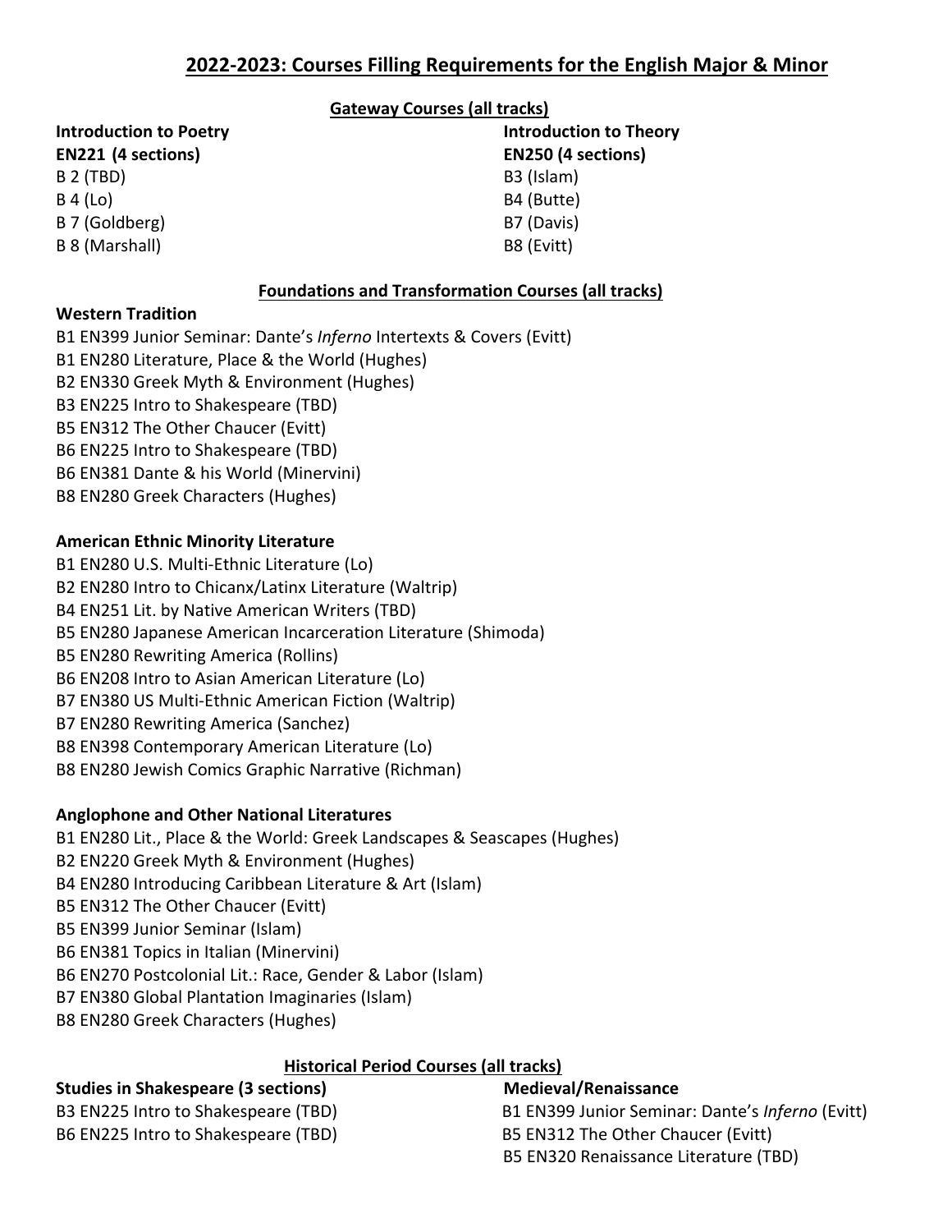# 2022-2023: Courses Filling Requirements for the English Major & Minor

## Gateway Courses (all tracks)

**Introduction to Poetry**
**EN221 (4 sections)**

B 2 (TBD)
B 4 (Lo)
B 7 (Goldberg)
B 8 (Marshall)

**Introduction to Theory**
**EN250 (4 sections)**

B3 (Islam)
B4 (Butte)
B7 (Davis)
B8 (Evitt)

## Foundations and Transformation Courses (all tracks)

### Western Tradition

B1 EN399 Junior Seminar: Dante's *Inferno* Intertexts & Covers (Evitt)
B1 EN280 Literature, Place & the World (Hughes)
B2 EN330 Greek Myth & Environment (Hughes)
B3 EN225 Intro to Shakespeare (TBD)
B5 EN312 The Other Chaucer (Evitt)
B6 EN225 Intro to Shakespeare (TBD)
B6 EN381 Dante & his World (Minervini)
B8 EN280 Greek Characters (Hughes)

### American Ethnic Minority Literature

B1 EN280 U.S. Multi-Ethnic Literature (Lo)
B2 EN280 Intro to Chicanx/Latinx Literature (Waltrip)
B4 EN251 Lit. by Native American Writers (TBD)
B5 EN280 Japanese American Incarceration Literature (Shimoda)
B5 EN280 Rewriting America (Rollins)
B6 EN208 Intro to Asian American Literature (Lo)
B7 EN380 US Multi-Ethnic American Fiction (Waltrip)
B7 EN280 Rewriting America (Sanchez)
B8 EN398 Contemporary American Literature (Lo)
B8 EN280 Jewish Comics Graphic Narrative (Richman)

### Anglophone and Other National Literatures

B1 EN280 Lit., Place & the World: Greek Landscapes & Seascapes (Hughes)
B2 EN220 Greek Myth & Environment (Hughes)
B4 EN280 Introducing Caribbean Literature & Art (Islam)
B5 EN312 The Other Chaucer (Evitt)
B5 EN399 Junior Seminar (Islam)
B6 EN381 Topics in Italian (Minervini)
B6 EN270 Postcolonial Lit.: Race, Gender & Labor (Islam)
B7 EN380 Global Plantation Imaginaries (Islam)
B8 EN280 Greek Characters (Hughes)

## Historical Period Courses (all tracks)

**Studies in Shakespeare (3 sections)**

B3 EN225 Intro to Shakespeare (TBD)
B6 EN225 Intro to Shakespeare (TBD)

**Medieval/Renaissance**

B1 EN399 Junior Seminar: Dante's *Inferno* (Evitt)
B5 EN312 The Other Chaucer (Evitt)
B5 EN320 Renaissance Literature (TBD)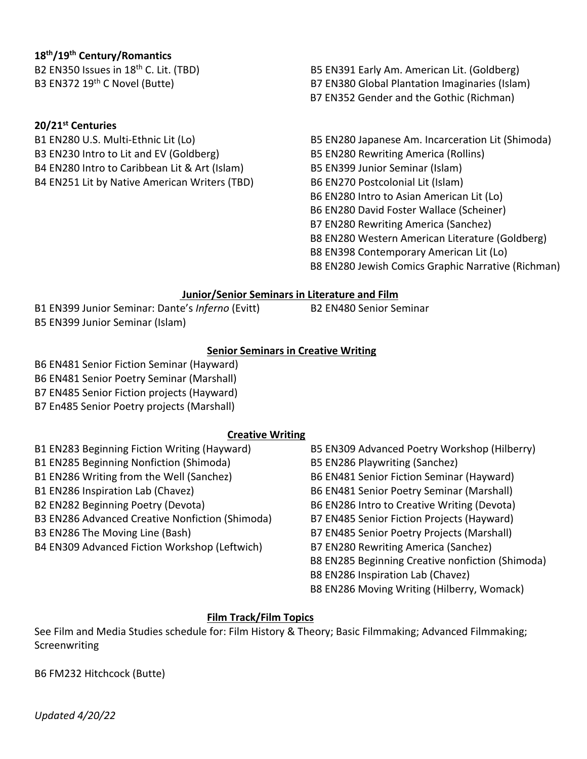**18th/19th Century/Romantics**

B2 EN350 Issues in 18th C. Lit. (TBD)
B3 EN372 19th C Novel (Butte)
B5 EN391 Early Am. American Lit. (Goldberg)
B7 EN380 Global Plantation Imaginaries (Islam)
B7 EN352 Gender and the Gothic (Richman)

**20/21st Centuries**

B1 EN280 U.S. Multi-Ethnic Lit (Lo)
B3 EN230 Intro to Lit and EV (Goldberg)
B4 EN280 Intro to Caribbean Lit & Art (Islam)
B4 EN251 Lit by Native American Writers (TBD)
B5 EN280 Japanese Am. Incarceration Lit (Shimoda)
B5 EN280 Rewriting America (Rollins)
B5 EN399 Junior Seminar (Islam)
B6 EN270 Postcolonial Lit (Islam)
B6 EN280 Intro to Asian American Lit (Lo)
B6 EN280 David Foster Wallace (Scheiner)
B7 EN280 Rewriting America (Sanchez)
B8 EN280 Western American Literature (Goldberg)
B8 EN398 Contemporary American Lit (Lo)
B8 EN280 Jewish Comics Graphic Narrative (Richman)

**Junior/Senior Seminars in Literature and Film**

B1 EN399 Junior Seminar: Dante's *Inferno* (Evitt)
B5 EN399 Junior Seminar (Islam)
B2 EN480 Senior Seminar

**Senior Seminars in Creative Writing**

B6 EN481 Senior Fiction Seminar (Hayward)
B6 EN481 Senior Poetry Seminar (Marshall)
B7 EN485 Senior Fiction projects (Hayward)
B7 En485 Senior Poetry projects (Marshall)

**Creative Writing**

B1 EN283 Beginning Fiction Writing (Hayward)
B1 EN285 Beginning Nonfiction (Shimoda)
B1 EN286 Writing from the Well (Sanchez)
B1 EN286 Inspiration Lab (Chavez)
B2 EN282 Beginning Poetry (Devota)
B3 EN286 Advanced Creative Nonfiction (Shimoda)
B3 EN286 The Moving Line (Bash)
B4 EN309 Advanced Fiction Workshop (Leftwich)
B5 EN309 Advanced Poetry Workshop (Hilberry)
B5 EN286 Playwriting (Sanchez)
B6 EN481 Senior Fiction Seminar (Hayward)
B6 EN481 Senior Poetry Seminar (Marshall)
B6 EN286 Intro to Creative Writing (Devota)
B7 EN485 Senior Fiction Projects (Hayward)
B7 EN485 Senior Poetry Projects (Marshall)
B7 EN280 Rewriting America (Sanchez)
B8 EN285 Beginning Creative nonfiction (Shimoda)
B8 EN286 Inspiration Lab (Chavez)
B8 EN286 Moving Writing (Hilberry, Womack)

**Film Track/Film Topics**

See Film and Media Studies schedule for: Film History & Theory; Basic Filmmaking; Advanced Filmmaking; Screenwriting

B6 FM232 Hitchcock (Butte)

*Updated 4/20/22*